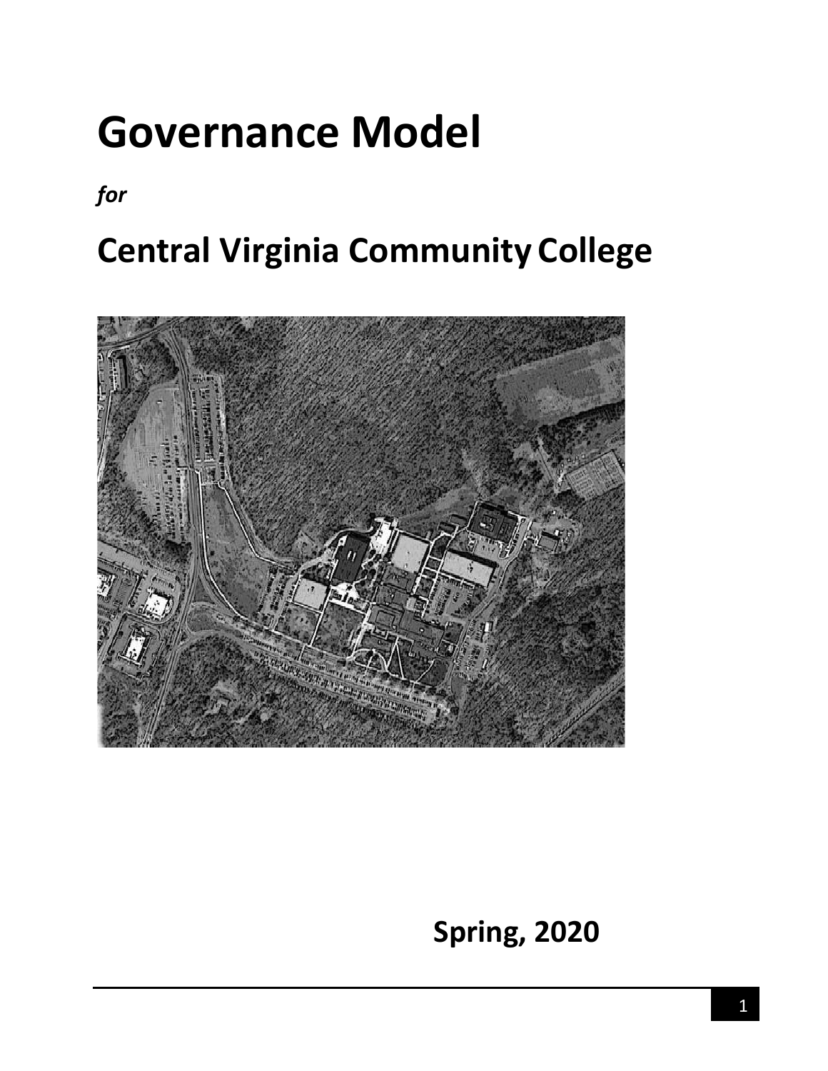# Governance Model

***for***

## Central Virginia Community College

**Spring, 2020**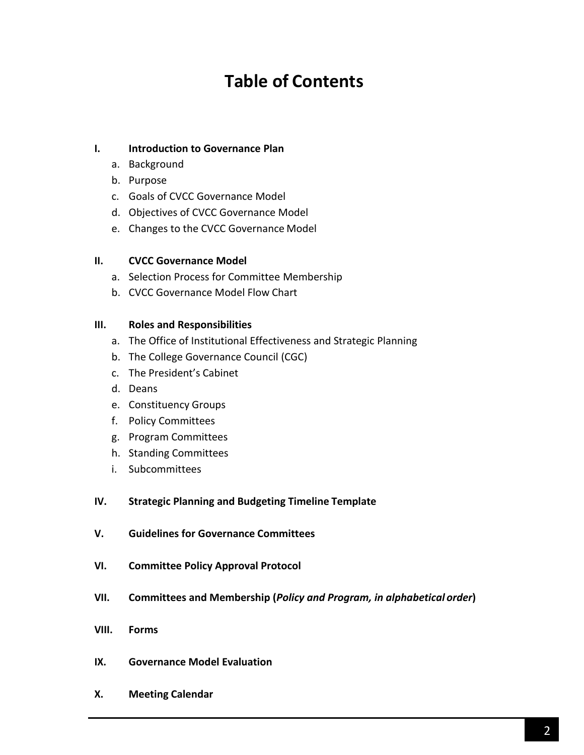# Table of Contents

**I. Introduction to Governance Plan**

a. Background
b. Purpose
c. Goals of CVCC Governance Model
d. Objectives of CVCC Governance Model
e. Changes to the CVCC Governance Model

**II. CVCC Governance Model**

a. Selection Process for Committee Membership
b. CVCC Governance Model Flow Chart

**III. Roles and Responsibilities**

a. The Office of Institutional Effectiveness and Strategic Planning
b. The College Governance Council (CGC)
c. The President's Cabinet
d. Deans
e. Constituency Groups
f. Policy Committees
g. Program Committees
h. Standing Committees
i. Subcommittees

**IV. Strategic Planning and Budgeting Timeline Template**

**V. Guidelines for Governance Committees**

**VI. Committee Policy Approval Protocol**

**VII. Committees and Membership (*Policy and Program, in alphabetical order*)**

**VIII. Forms**

**IX. Governance Model Evaluation**

**X. Meeting Calendar**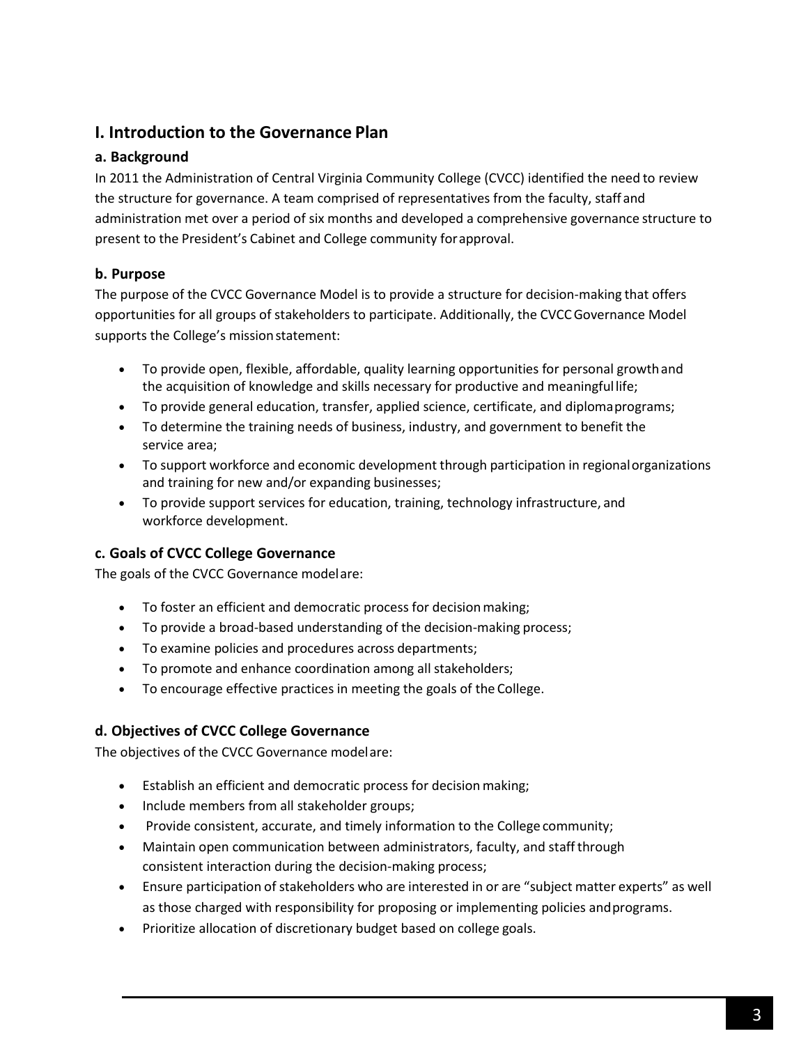## I. Introduction to the Governance Plan

### a. Background

In 2011 the Administration of Central Virginia Community College (CVCC) identified the need to review the structure for governance. A team comprised of representatives from the faculty, staff and administration met over a period of six months and developed a comprehensive governance structure to present to the President's Cabinet and College community for approval.

### b. Purpose

The purpose of the CVCC Governance Model is to provide a structure for decision-making that offers opportunities for all groups of stakeholders to participate. Additionally, the CVCC Governance Model supports the College's mission statement:

- To provide open, flexible, affordable, quality learning opportunities for personal growth and the acquisition of knowledge and skills necessary for productive and meaningful life;
- To provide general education, transfer, applied science, certificate, and diploma programs;
- To determine the training needs of business, industry, and government to benefit the service area;
- To support workforce and economic development through participation in regional organizations and training for new and/or expanding businesses;
- To provide support services for education, training, technology infrastructure, and workforce development.

### c. Goals of CVCC College Governance

The goals of the CVCC Governance model are:

- To foster an efficient and democratic process for decision making;
- To provide a broad-based understanding of the decision-making process;
- To examine policies and procedures across departments;
- To promote and enhance coordination among all stakeholders;
- To encourage effective practices in meeting the goals of the College.

### d. Objectives of CVCC College Governance

The objectives of the CVCC Governance model are:

- Establish an efficient and democratic process for decision making;
- Include members from all stakeholder groups;
- Provide consistent, accurate, and timely information to the College community;
- Maintain open communication between administrators, faculty, and staff through consistent interaction during the decision-making process;
- Ensure participation of stakeholders who are interested in or are "subject matter experts" as well as those charged with responsibility for proposing or implementing policies and programs.
- Prioritize allocation of discretionary budget based on college goals.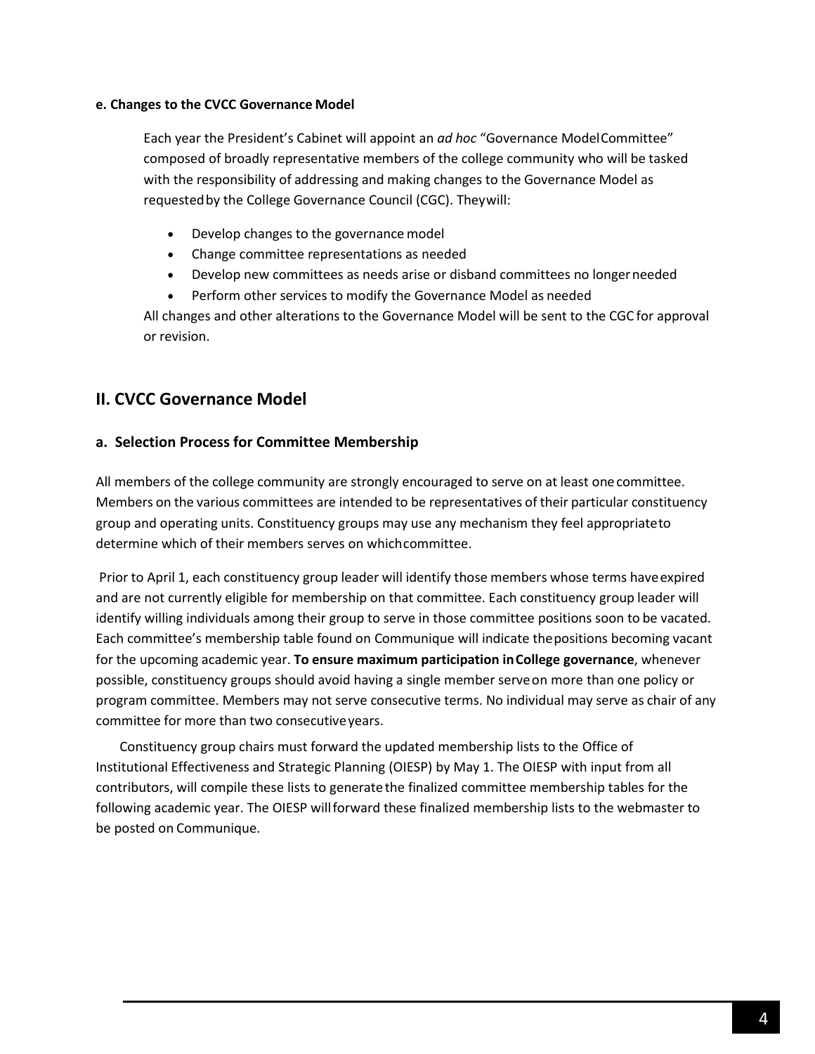**e. Changes to the CVCC Governance Model**

Each year the President's Cabinet will appoint an *ad hoc* "Governance Model Committee" composed of broadly representative members of the college community who will be tasked with the responsibility of addressing and making changes to the Governance Model as requested by the College Governance Council (CGC). They will:

- Develop changes to the governance model
- Change committee representations as needed
- Develop new committees as needs arise or disband committees no longer needed
- Perform other services to modify the Governance Model as needed

All changes and other alterations to the Governance Model will be sent to the CGC for approval or revision.

## II. CVCC Governance Model

### a. Selection Process for Committee Membership

All members of the college community are strongly encouraged to serve on at least one committee. Members on the various committees are intended to be representatives of their particular constituency group and operating units. Constituency groups may use any mechanism they feel appropriate to determine which of their members serves on which committee.

Prior to April 1, each constituency group leader will identify those members whose terms have expired and are not currently eligible for membership on that committee. Each constituency group leader will identify willing individuals among their group to serve in those committee positions soon to be vacated. Each committee's membership table found on Communique will indicate the positions becoming vacant for the upcoming academic year. **To ensure maximum participation in College governance**, whenever possible, constituency groups should avoid having a single member serve on more than one policy or program committee. Members may not serve consecutive terms. No individual may serve as chair of any committee for more than two consecutive years.

Constituency group chairs must forward the updated membership lists to the Office of Institutional Effectiveness and Strategic Planning (OIESP) by May 1. The OIESP with input from all contributors, will compile these lists to generate the finalized committee membership tables for the following academic year. The OIESP will forward these finalized membership lists to the webmaster to be posted on Communique.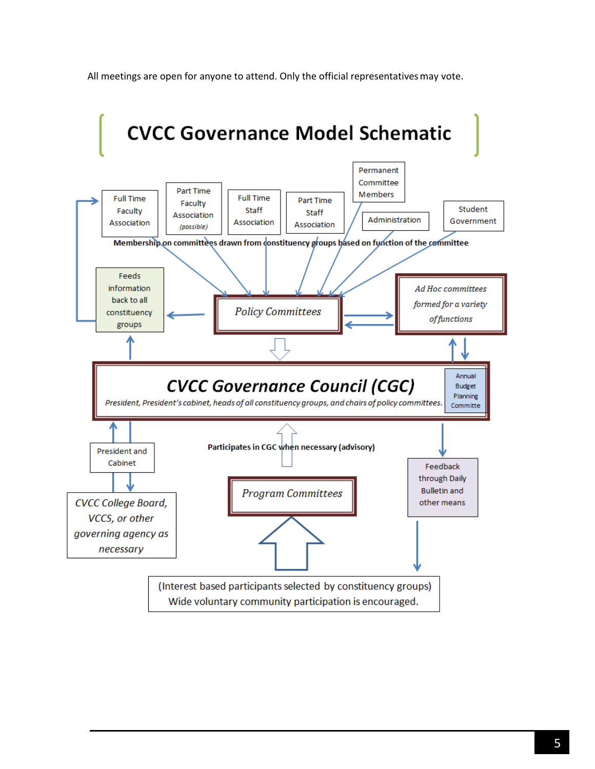All meetings are open for anyone to attend. Only the official representatives may vote.

# CVCC Governance Model Schematic

Full Time Faculty Association

Part Time Faculty Association *(possible)*

Full Time Staff Association

Part Time Staff Association

Permanent Committee Members

Administration

Student Government

**Membership on committees drawn from constituency groups based on function of the committee**

Feeds information back to all constituency groups

*Policy Committees*

*Ad Hoc committees formed for a variety of functions*

## *CVCC Governance Council (CGC)*

*President, President's cabinet, heads of all constituency groups, and chairs of policy committees.*

Annual Budget Planning Committe

President and Cabinet

*CVCC College Board, VCCS, or other governing agency as necessary*

**Participates in CGC when necessary (advisory)**

*Program Committees*

Feedback through Daily Bulletin and other means

(Interest based participants selected by constituency groups)
Wide voluntary community participation is encouraged.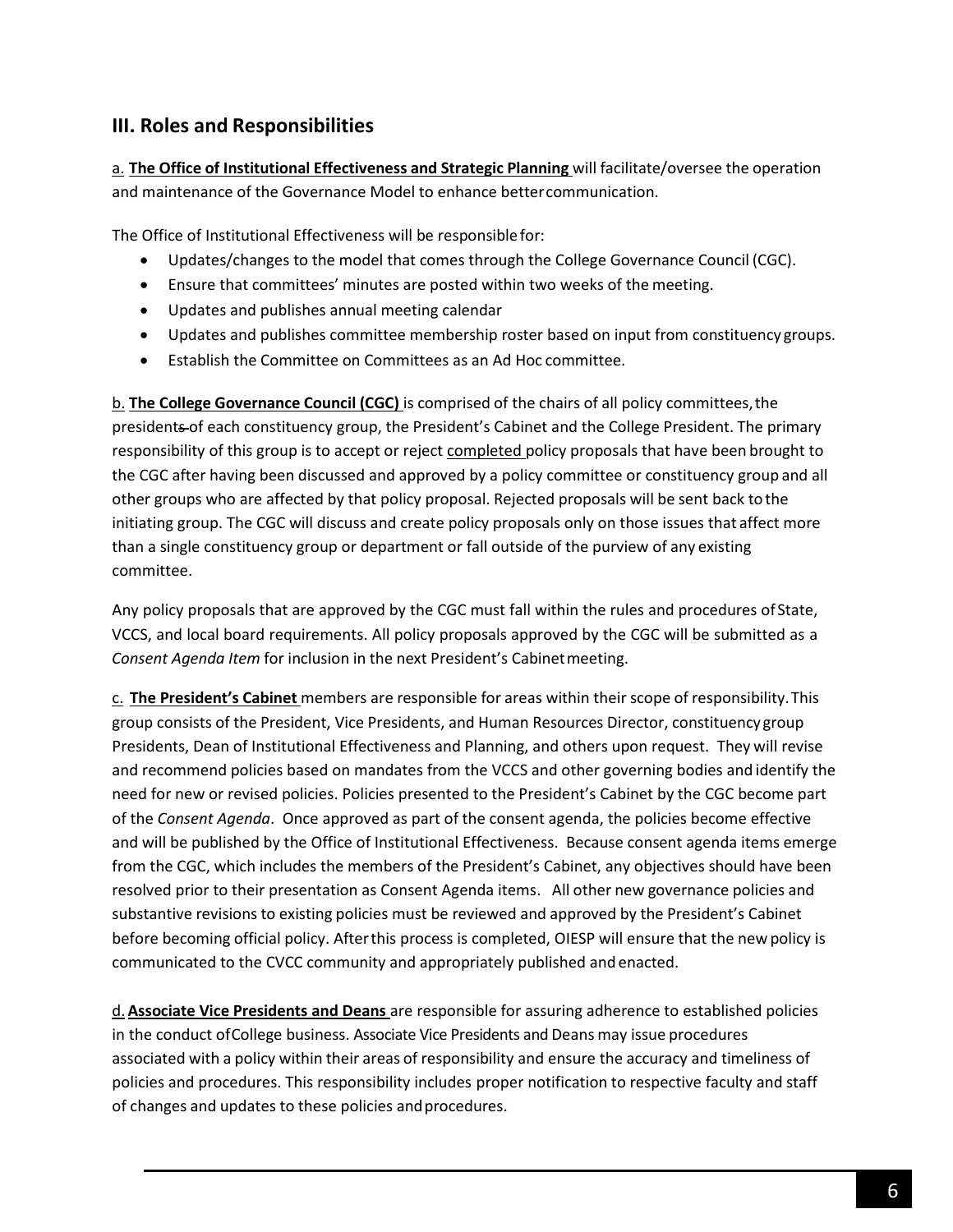## III. Roles and Responsibilities

a. **The Office of Institutional Effectiveness and Strategic Planning** will facilitate/oversee the operation and maintenance of the Governance Model to enhance better communication.

The Office of Institutional Effectiveness will be responsible for:

- Updates/changes to the model that comes through the College Governance Council (CGC).
- Ensure that committees' minutes are posted within two weeks of the meeting.
- Updates and publishes annual meeting calendar
- Updates and publishes committee membership roster based on input from constituency groups.
- Establish the Committee on Committees as an Ad Hoc committee.

b. **The College Governance Council (CGC)** is comprised of the chairs of all policy committees, the presidents of each constituency group, the President's Cabinet and the College President. The primary responsibility of this group is to accept or reject completed policy proposals that have been brought to the CGC after having been discussed and approved by a policy committee or constituency group and all other groups who are affected by that policy proposal. Rejected proposals will be sent back to the initiating group. The CGC will discuss and create policy proposals only on those issues that affect more than a single constituency group or department or fall outside of the purview of any existing committee.

Any policy proposals that are approved by the CGC must fall within the rules and procedures of State, VCCS, and local board requirements. All policy proposals approved by the CGC will be submitted as a *Consent Agenda Item* for inclusion in the next President's Cabinet meeting.

c. **The President's Cabinet** members are responsible for areas within their scope of responsibility. This group consists of the President, Vice Presidents, and Human Resources Director, constituency group Presidents, Dean of Institutional Effectiveness and Planning, and others upon request. They will revise and recommend policies based on mandates from the VCCS and other governing bodies and identify the need for new or revised policies. Policies presented to the President's Cabinet by the CGC become part of the *Consent Agenda*. Once approved as part of the consent agenda, the policies become effective and will be published by the Office of Institutional Effectiveness. Because consent agenda items emerge from the CGC, which includes the members of the President's Cabinet, any objectives should have been resolved prior to their presentation as Consent Agenda items. All other new governance policies and substantive revisions to existing policies must be reviewed and approved by the President's Cabinet before becoming official policy. After this process is completed, OIESP will ensure that the new policy is communicated to the CVCC community and appropriately published and enacted.

d. **Associate Vice Presidents and Deans** are responsible for assuring adherence to established policies in the conduct of College business. Associate Vice Presidents and Deans may issue procedures associated with a policy within their areas of responsibility and ensure the accuracy and timeliness of policies and procedures. This responsibility includes proper notification to respective faculty and staff of changes and updates to these policies and procedures.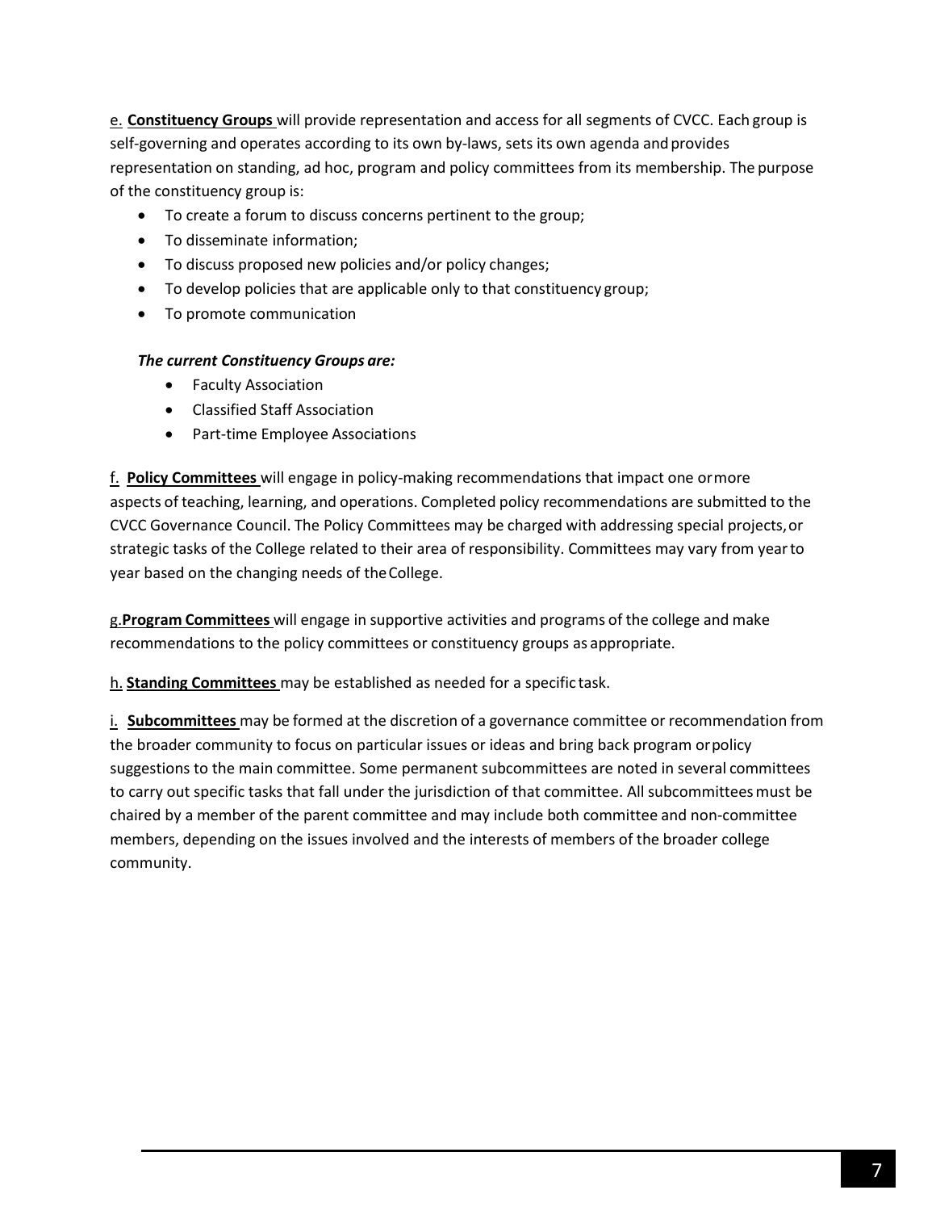e. **Constituency Groups** will provide representation and access for all segments of CVCC. Each group is self-governing and operates according to its own by-laws, sets its own agenda and provides representation on standing, ad hoc, program and policy committees from its membership. The purpose of the constituency group is:

- To create a forum to discuss concerns pertinent to the group;
- To disseminate information;
- To discuss proposed new policies and/or policy changes;
- To develop policies that are applicable only to that constituency group;
- To promote communication

***The current Constituency Groups are:***

- Faculty Association
- Classified Staff Association
- Part-time Employee Associations

f. **Policy Committees** will engage in policy-making recommendations that impact one or more aspects of teaching, learning, and operations. Completed policy recommendations are submitted to the CVCC Governance Council. The Policy Committees may be charged with addressing special projects, or strategic tasks of the College related to their area of responsibility. Committees may vary from year to year based on the changing needs of the College.

g. **Program Committees** will engage in supportive activities and programs of the college and make recommendations to the policy committees or constituency groups as appropriate.

h. **Standing Committees** may be established as needed for a specific task.

i. **Subcommittees** may be formed at the discretion of a governance committee or recommendation from the broader community to focus on particular issues or ideas and bring back program or policy suggestions to the main committee. Some permanent subcommittees are noted in several committees to carry out specific tasks that fall under the jurisdiction of that committee. All subcommittees must be chaired by a member of the parent committee and may include both committee and non-committee members, depending on the issues involved and the interests of members of the broader college community.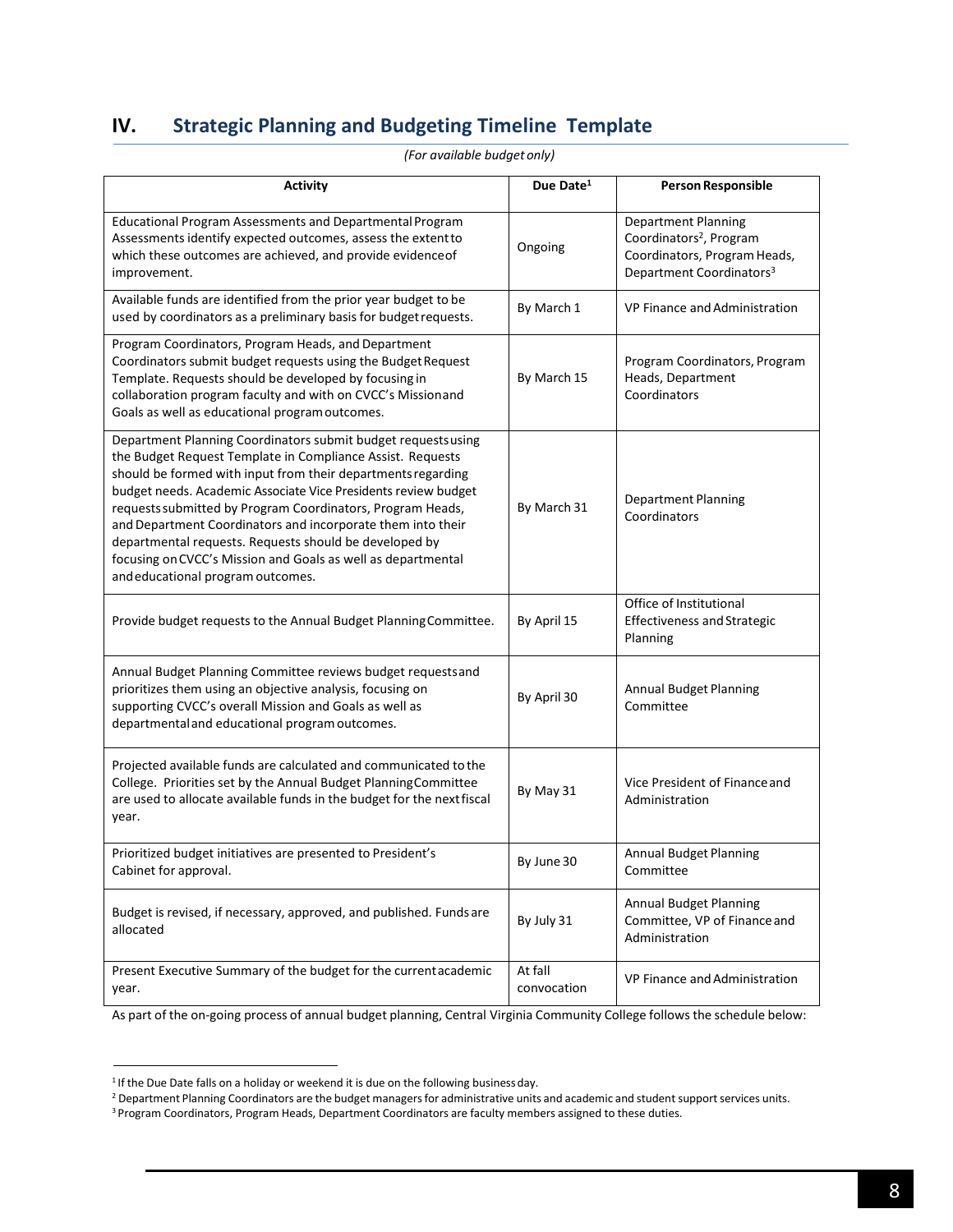## IV. Strategic Planning and Budgeting Timeline Template

*(For available budget only)*

| Activity | Due Date[1] | Person Responsible |
|---|---|---|
| Educational Program Assessments and Departmental Program Assessments identify expected outcomes, assess the extent to which these outcomes are achieved, and provide evidence of improvement. | Ongoing | Department Planning Coordinators[2], Program Coordinators, Program Heads, Department Coordinators[3] |
| Available funds are identified from the prior year budget to be used by coordinators as a preliminary basis for budget requests. | By March 1 | VP Finance and Administration |
| Program Coordinators, Program Heads, and Department Coordinators submit budget requests using the Budget Request Template. Requests should be developed by focusing in collaboration program faculty and with on CVCC's Mission and Goals as well as educational program outcomes. | By March 15 | Program Coordinators, Program Heads, Department Coordinators |
| Department Planning Coordinators submit budget requests using the Budget Request Template in Compliance Assist. Requests should be formed with input from their departments regarding budget needs. Academic Associate Vice Presidents review budget requests submitted by Program Coordinators, Program Heads, and Department Coordinators and incorporate them into their departmental requests. Requests should be developed by focusing on CVCC's Mission and Goals as well as departmental and educational program outcomes. | By March 31 | Department Planning Coordinators |
| Provide budget requests to the Annual Budget Planning Committee. | By April 15 | Office of Institutional Effectiveness and Strategic Planning |
| Annual Budget Planning Committee reviews budget requests and prioritizes them using an objective analysis, focusing on supporting CVCC's overall Mission and Goals as well as departmental and educational program outcomes. | By April 30 | Annual Budget Planning Committee |
| Projected available funds are calculated and communicated to the College. Priorities set by the Annual Budget Planning Committee are used to allocate available funds in the budget for the next fiscal year. | By May 31 | Vice President of Finance and Administration |
| Prioritized budget initiatives are presented to President's Cabinet for approval. | By June 30 | Annual Budget Planning Committee |
| Budget is revised, if necessary, approved, and published. Funds are allocated | By July 31 | Annual Budget Planning Committee, VP of Finance and Administration |
| Present Executive Summary of the budget for the current academic year. | At fall convocation | VP Finance and Administration |

As part of the on-going process of annual budget planning, Central Virginia Community College follows the schedule below:

[1] If the Due Date falls on a holiday or weekend it is due on the following business day.
[2] Department Planning Coordinators are the budget managers for administrative units and academic and student support services units.
[3] Program Coordinators, Program Heads, Department Coordinators are faculty members assigned to these duties.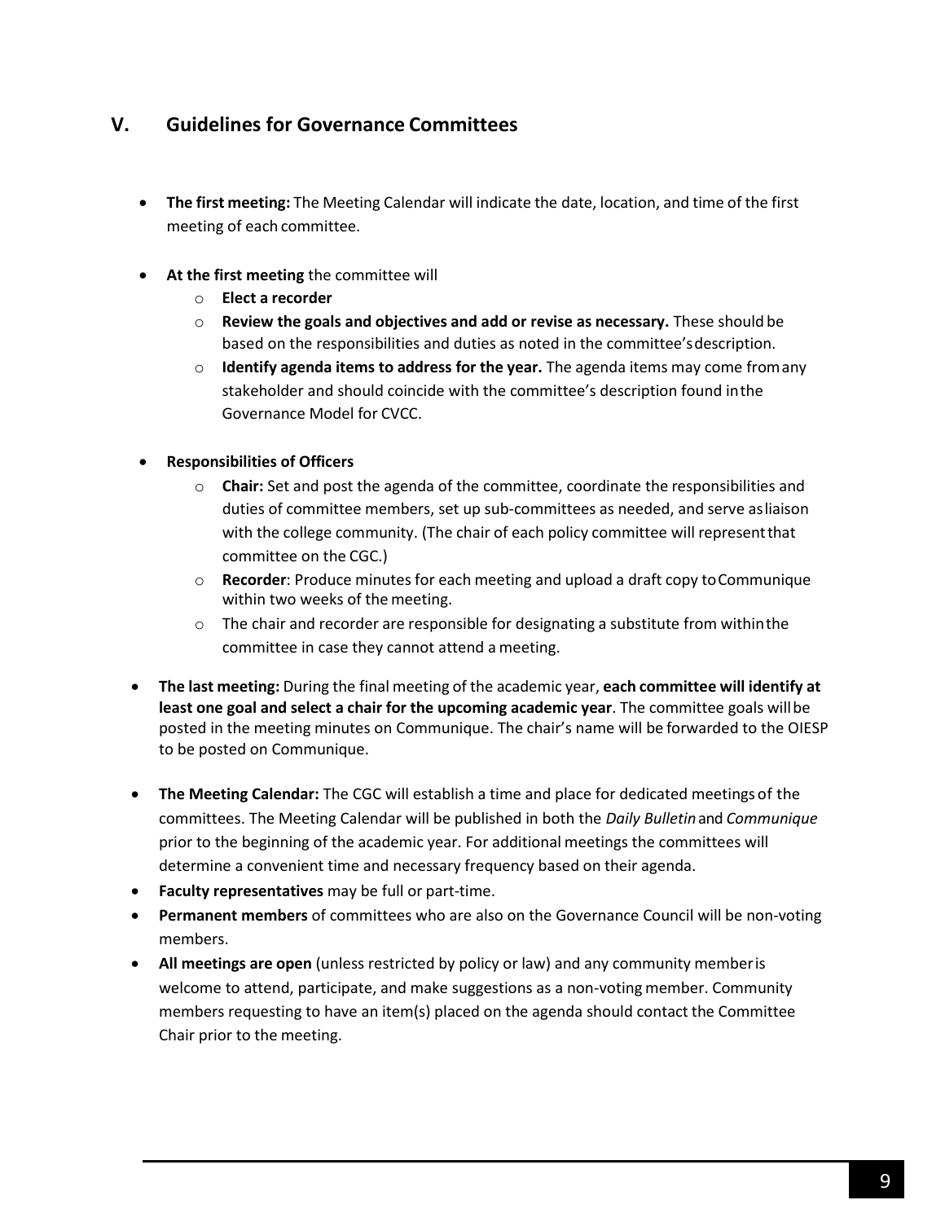## V. Guidelines for Governance Committees

- **The first meeting:** The Meeting Calendar will indicate the date, location, and time of the first meeting of each committee.
- **At the first meeting** the committee will
  - **Elect a recorder**
  - **Review the goals and objectives and add or revise as necessary.** These should be based on the responsibilities and duties as noted in the committee's description.
  - **Identify agenda items to address for the year.** The agenda items may come from any stakeholder and should coincide with the committee's description found in the Governance Model for CVCC.
- **Responsibilities of Officers**
  - **Chair:** Set and post the agenda of the committee, coordinate the responsibilities and duties of committee members, set up sub-committees as needed, and serve as liaison with the college community. (The chair of each policy committee will represent that committee on the CGC.)
  - **Recorder**: Produce minutes for each meeting and upload a draft copy to Communique within two weeks of the meeting.
  - The chair and recorder are responsible for designating a substitute from within the committee in case they cannot attend a meeting.
- **The last meeting:** During the final meeting of the academic year, **each committee will identify at least one goal and select a chair for the upcoming academic year**. The committee goals will be posted in the meeting minutes on Communique. The chair's name will be forwarded to the OIESP to be posted on Communique.
- **The Meeting Calendar:** The CGC will establish a time and place for dedicated meetings of the committees. The Meeting Calendar will be published in both the *Daily Bulletin* and *Communique* prior to the beginning of the academic year. For additional meetings the committees will determine a convenient time and necessary frequency based on their agenda.
- **Faculty representatives** may be full or part-time.
- **Permanent members** of committees who are also on the Governance Council will be non-voting members.
- **All meetings are open** (unless restricted by policy or law) and any community member is welcome to attend, participate, and make suggestions as a non-voting member. Community members requesting to have an item(s) placed on the agenda should contact the Committee Chair prior to the meeting.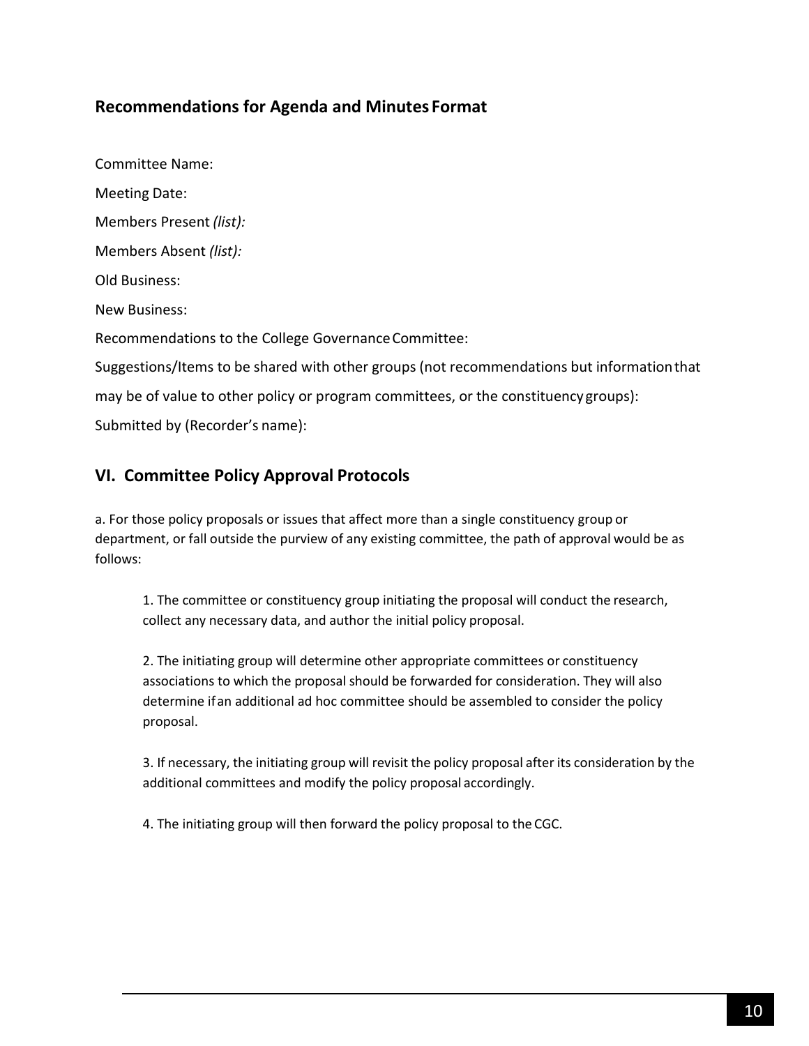## Recommendations for Agenda and Minutes Format

Committee Name:

Meeting Date:

Members Present *(list):*

Members Absent *(list):*

Old Business:

New Business:

Recommendations to the College Governance Committee:

Suggestions/Items to be shared with other groups (not recommendations but information that may be of value to other policy or program committees, or the constituency groups):

Submitted by (Recorder's name):

## VI. Committee Policy Approval Protocols

a. For those policy proposals or issues that affect more than a single constituency group or department, or fall outside the purview of any existing committee, the path of approval would be as follows:

1. The committee or constituency group initiating the proposal will conduct the research, collect any necessary data, and author the initial policy proposal.

2. The initiating group will determine other appropriate committees or constituency associations to which the proposal should be forwarded for consideration. They will also determine if an additional ad hoc committee should be assembled to consider the policy proposal.

3. If necessary, the initiating group will revisit the policy proposal after its consideration by the additional committees and modify the policy proposal accordingly.

4. The initiating group will then forward the policy proposal to the CGC.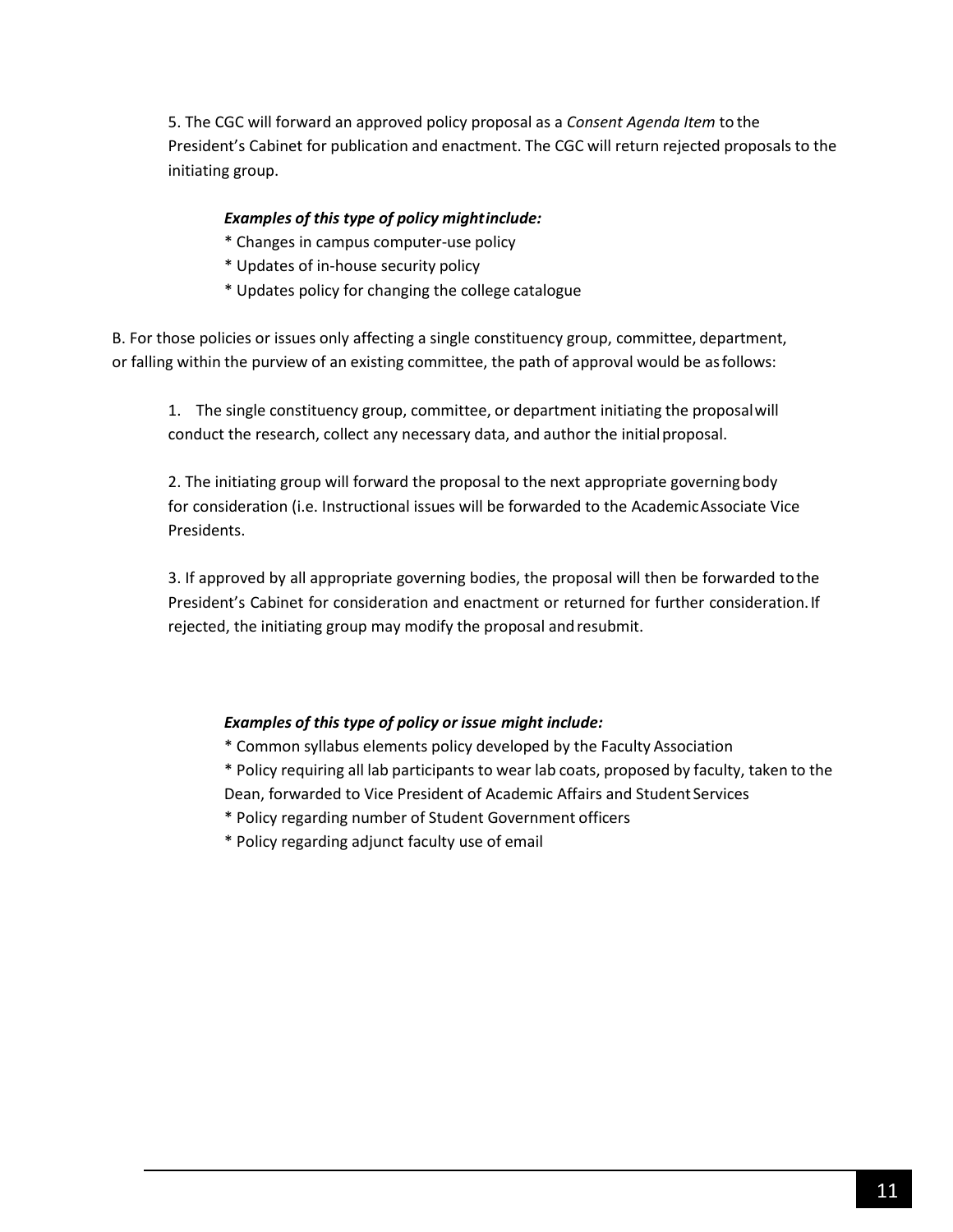5. The CGC will forward an approved policy proposal as a *Consent Agenda Item* to the President's Cabinet for publication and enactment. The CGC will return rejected proposals to the initiating group.

***Examples of this type of policy might include:***

* Changes in campus computer-use policy
* Updates of in-house security policy
* Updates policy for changing the college catalogue

B. For those policies or issues only affecting a single constituency group, committee, department, or falling within the purview of an existing committee, the path of approval would be as follows:

1. The single constituency group, committee, or department initiating the proposal will conduct the research, collect any necessary data, and author the initial proposal.

2. The initiating group will forward the proposal to the next appropriate governing body for consideration (i.e. Instructional issues will be forwarded to the Academic Associate Vice Presidents.

3. If approved by all appropriate governing bodies, the proposal will then be forwarded to the President's Cabinet for consideration and enactment or returned for further consideration. If rejected, the initiating group may modify the proposal and resubmit.

***Examples of this type of policy or issue might include:***

* Common syllabus elements policy developed by the Faculty Association
* Policy requiring all lab participants to wear lab coats, proposed by faculty, taken to the Dean, forwarded to Vice President of Academic Affairs and Student Services
* Policy regarding number of Student Government officers
* Policy regarding adjunct faculty use of email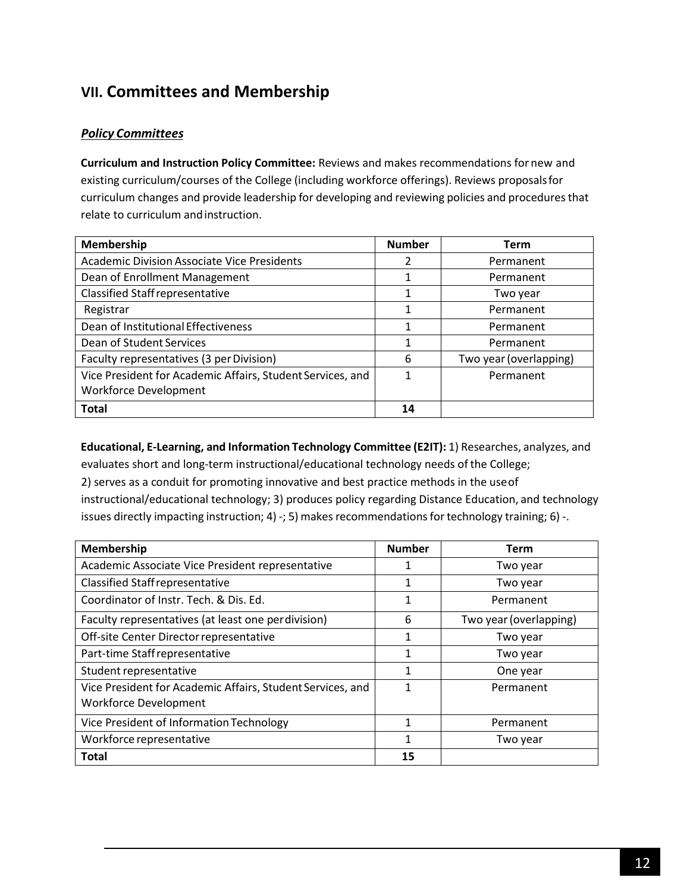## VII. Committees and Membership

### *Policy Committees*

**Curriculum and Instruction Policy Committee:** Reviews and makes recommendations for new and existing curriculum/courses of the College (including workforce offerings). Reviews proposals for curriculum changes and provide leadership for developing and reviewing policies and procedures that relate to curriculum and instruction.

| Membership | Number | Term |
|---|---|---|
| Academic Division Associate Vice Presidents | 2 | Permanent |
| Dean of Enrollment Management | 1 | Permanent |
| Classified Staff representative | 1 | Two year |
| Registrar | 1 | Permanent |
| Dean of Institutional Effectiveness | 1 | Permanent |
| Dean of Student Services | 1 | Permanent |
| Faculty representatives (3 per Division) | 6 | Two year (overlapping) |
| Vice President for Academic Affairs, Student Services, and Workforce Development | 1 | Permanent |
| **Total** | **14** | |

**Educational, E-Learning, and Information Technology Committee (E2IT):** 1) Researches, analyzes, and evaluates short and long-term instructional/educational technology needs of the College; 2) serves as a conduit for promoting innovative and best practice methods in the use of instructional/educational technology; 3) produces policy regarding Distance Education, and technology issues directly impacting instruction; 4) -; 5) makes recommendations for technology training; 6) -.

| Membership | Number | Term |
|---|---|---|
| Academic Associate Vice President representative | 1 | Two year |
| Classified Staff representative | 1 | Two year |
| Coordinator of Instr. Tech. & Dis. Ed. | 1 | Permanent |
| Faculty representatives (at least one per division) | 6 | Two year (overlapping) |
| Off-site Center Director representative | 1 | Two year |
| Part-time Staff representative | 1 | Two year |
| Student representative | 1 | One year |
| Vice President for Academic Affairs, Student Services, and Workforce Development | 1 | Permanent |
| Vice President of Information Technology | 1 | Permanent |
| Workforce representative | 1 | Two year |
| **Total** | **15** | |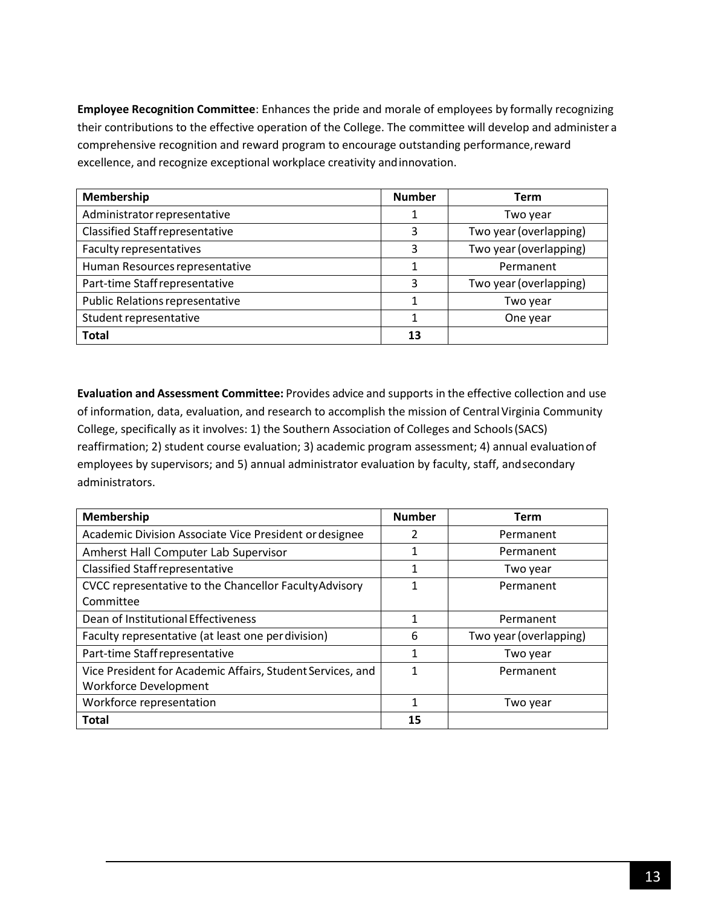**Employee Recognition Committee**: Enhances the pride and morale of employees by formally recognizing their contributions to the effective operation of the College. The committee will develop and administer a comprehensive recognition and reward program to encourage outstanding performance, reward excellence, and recognize exceptional workplace creativity and innovation.

| Membership | Number | Term |
|---|---|---|
| Administrator representative | 1 | Two year |
| Classified Staff representative | 3 | Two year (overlapping) |
| Faculty representatives | 3 | Two year (overlapping) |
| Human Resources representative | 1 | Permanent |
| Part-time Staff representative | 3 | Two year (overlapping) |
| Public Relations representative | 1 | Two year |
| Student representative | 1 | One year |
| **Total** | **13** | |

**Evaluation and Assessment Committee:** Provides advice and supports in the effective collection and use of information, data, evaluation, and research to accomplish the mission of Central Virginia Community College, specifically as it involves: 1) the Southern Association of Colleges and Schools (SACS) reaffirmation; 2) student course evaluation; 3) academic program assessment; 4) annual evaluation of employees by supervisors; and 5) annual administrator evaluation by faculty, staff, and secondary administrators.

| Membership | Number | Term |
|---|---|---|
| Academic Division Associate Vice President or designee | 2 | Permanent |
| Amherst Hall Computer Lab Supervisor | 1 | Permanent |
| Classified Staff representative | 1 | Two year |
| CVCC representative to the Chancellor Faculty Advisory Committee | 1 | Permanent |
| Dean of Institutional Effectiveness | 1 | Permanent |
| Faculty representative (at least one per division) | 6 | Two year (overlapping) |
| Part-time Staff representative | 1 | Two year |
| Vice President for Academic Affairs, Student Services, and Workforce Development | 1 | Permanent |
| Workforce representation | 1 | Two year |
| **Total** | **15** | |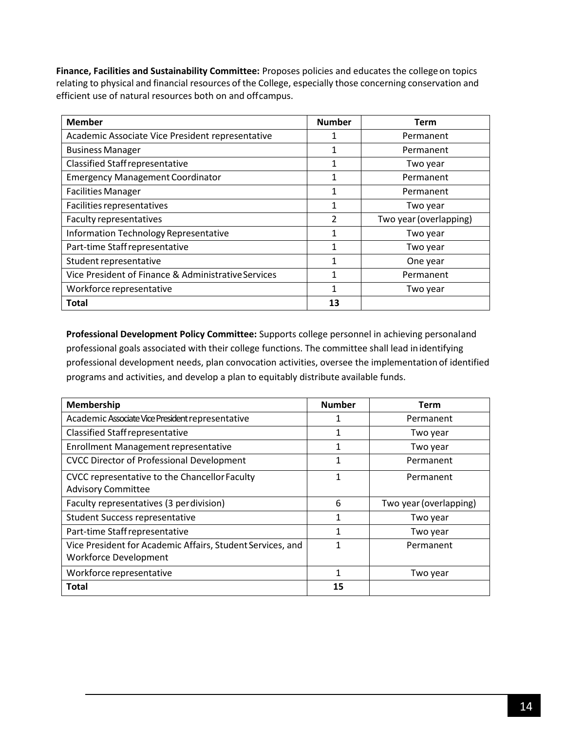**Finance, Facilities and Sustainability Committee:** Proposes policies and educates the college on topics relating to physical and financial resources of the College, especially those concerning conservation and efficient use of natural resources both on and off campus.

| Member | Number | Term |
|---|---|---|
| Academic Associate Vice President representative | 1 | Permanent |
| Business Manager | 1 | Permanent |
| Classified Staff representative | 1 | Two year |
| Emergency Management Coordinator | 1 | Permanent |
| Facilities Manager | 1 | Permanent |
| Facilities representatives | 1 | Two year |
| Faculty representatives | 2 | Two year (overlapping) |
| Information Technology Representative | 1 | Two year |
| Part-time Staff representative | 1 | Two year |
| Student representative | 1 | One year |
| Vice President of Finance & Administrative Services | 1 | Permanent |
| Workforce representative | 1 | Two year |
| **Total** | **13** | |

**Professional Development Policy Committee:** Supports college personnel in achieving personal and professional goals associated with their college functions. The committee shall lead in identifying professional development needs, plan convocation activities, oversee the implementation of identified programs and activities, and develop a plan to equitably distribute available funds.

| Membership | Number | Term |
|---|---|---|
| Academic Associate Vice President representative | 1 | Permanent |
| Classified Staff representative | 1 | Two year |
| Enrollment Management representative | 1 | Two year |
| CVCC Director of Professional Development | 1 | Permanent |
| CVCC representative to the Chancellor Faculty Advisory Committee | 1 | Permanent |
| Faculty representatives (3 per division) | 6 | Two year (overlapping) |
| Student Success representative | 1 | Two year |
| Part-time Staff representative | 1 | Two year |
| Vice President for Academic Affairs, Student Services, and Workforce Development | 1 | Permanent |
| Workforce representative | 1 | Two year |
| **Total** | **15** | |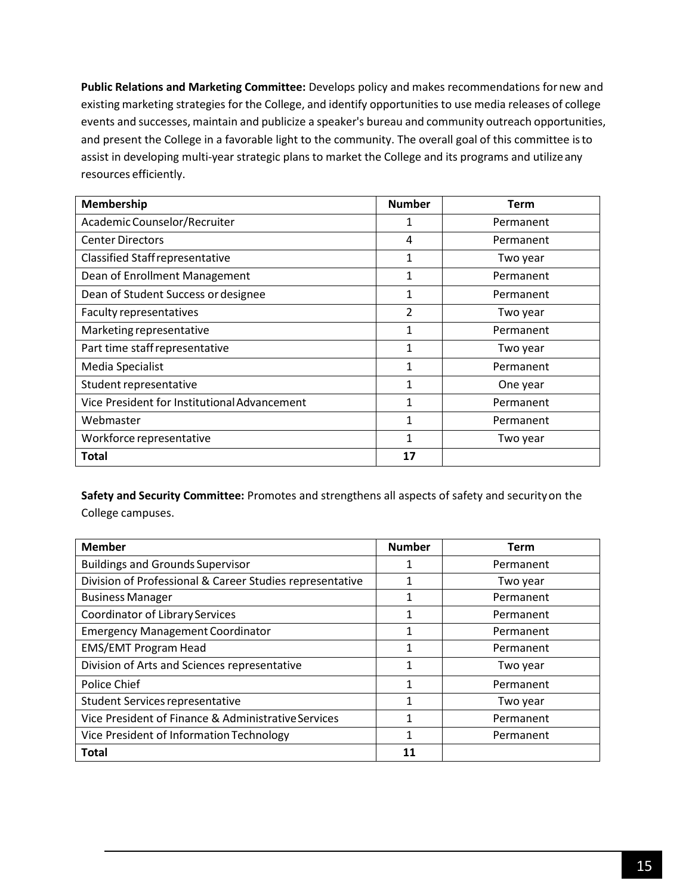**Public Relations and Marketing Committee:** Develops policy and makes recommendations for new and existing marketing strategies for the College, and identify opportunities to use media releases of college events and successes, maintain and publicize a speaker's bureau and community outreach opportunities, and present the College in a favorable light to the community. The overall goal of this committee is to assist in developing multi-year strategic plans to market the College and its programs and utilize any resources efficiently.

| Membership | Number | Term |
|---|---|---|
| Academic Counselor/Recruiter | 1 | Permanent |
| Center Directors | 4 | Permanent |
| Classified Staff representative | 1 | Two year |
| Dean of Enrollment Management | 1 | Permanent |
| Dean of Student Success or designee | 1 | Permanent |
| Faculty representatives | 2 | Two year |
| Marketing representative | 1 | Permanent |
| Part time staff representative | 1 | Two year |
| Media Specialist | 1 | Permanent |
| Student representative | 1 | One year |
| Vice President for Institutional Advancement | 1 | Permanent |
| Webmaster | 1 | Permanent |
| Workforce representative | 1 | Two year |
| **Total** | **17** | |

**Safety and Security Committee:** Promotes and strengthens all aspects of safety and security on the College campuses.

| Member | Number | Term |
|---|---|---|
| Buildings and Grounds Supervisor | 1 | Permanent |
| Division of Professional & Career Studies representative | 1 | Two year |
| Business Manager | 1 | Permanent |
| Coordinator of Library Services | 1 | Permanent |
| Emergency Management Coordinator | 1 | Permanent |
| EMS/EMT Program Head | 1 | Permanent |
| Division of Arts and Sciences representative | 1 | Two year |
| Police Chief | 1 | Permanent |
| Student Services representative | 1 | Two year |
| Vice President of Finance & Administrative Services | 1 | Permanent |
| Vice President of Information Technology | 1 | Permanent |
| **Total** | **11** | |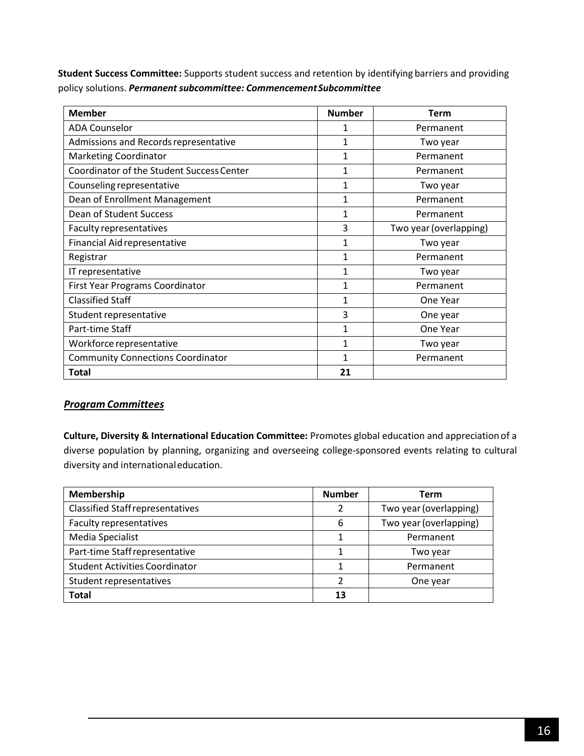**Student Success Committee:** Supports student success and retention by identifying barriers and providing policy solutions. ***Permanent subcommittee: Commencement Subcommittee***

| Member | Number | Term |
|---|---|---|
| ADA Counselor | 1 | Permanent |
| Admissions and Records representative | 1 | Two year |
| Marketing Coordinator | 1 | Permanent |
| Coordinator of the Student Success Center | 1 | Permanent |
| Counseling representative | 1 | Two year |
| Dean of Enrollment Management | 1 | Permanent |
| Dean of Student Success | 1 | Permanent |
| Faculty representatives | 3 | Two year (overlapping) |
| Financial Aid representative | 1 | Two year |
| Registrar | 1 | Permanent |
| IT representative | 1 | Two year |
| First Year Programs Coordinator | 1 | Permanent |
| Classified Staff | 1 | One Year |
| Student representative | 3 | One year |
| Part-time Staff | 1 | One Year |
| Workforce representative | 1 | Two year |
| Community Connections Coordinator | 1 | Permanent |
| **Total** | **21** | |

## ***Program Committees***

**Culture, Diversity & International Education Committee:** Promotes global education and appreciation of a diverse population by planning, organizing and overseeing college-sponsored events relating to cultural diversity and international education.

| Membership | Number | Term |
|---|---|---|
| Classified Staff representatives | 2 | Two year (overlapping) |
| Faculty representatives | 6 | Two year (overlapping) |
| Media Specialist | 1 | Permanent |
| Part-time Staff representative | 1 | Two year |
| Student Activities Coordinator | 1 | Permanent |
| Student representatives | 2 | One year |
| **Total** | **13** | |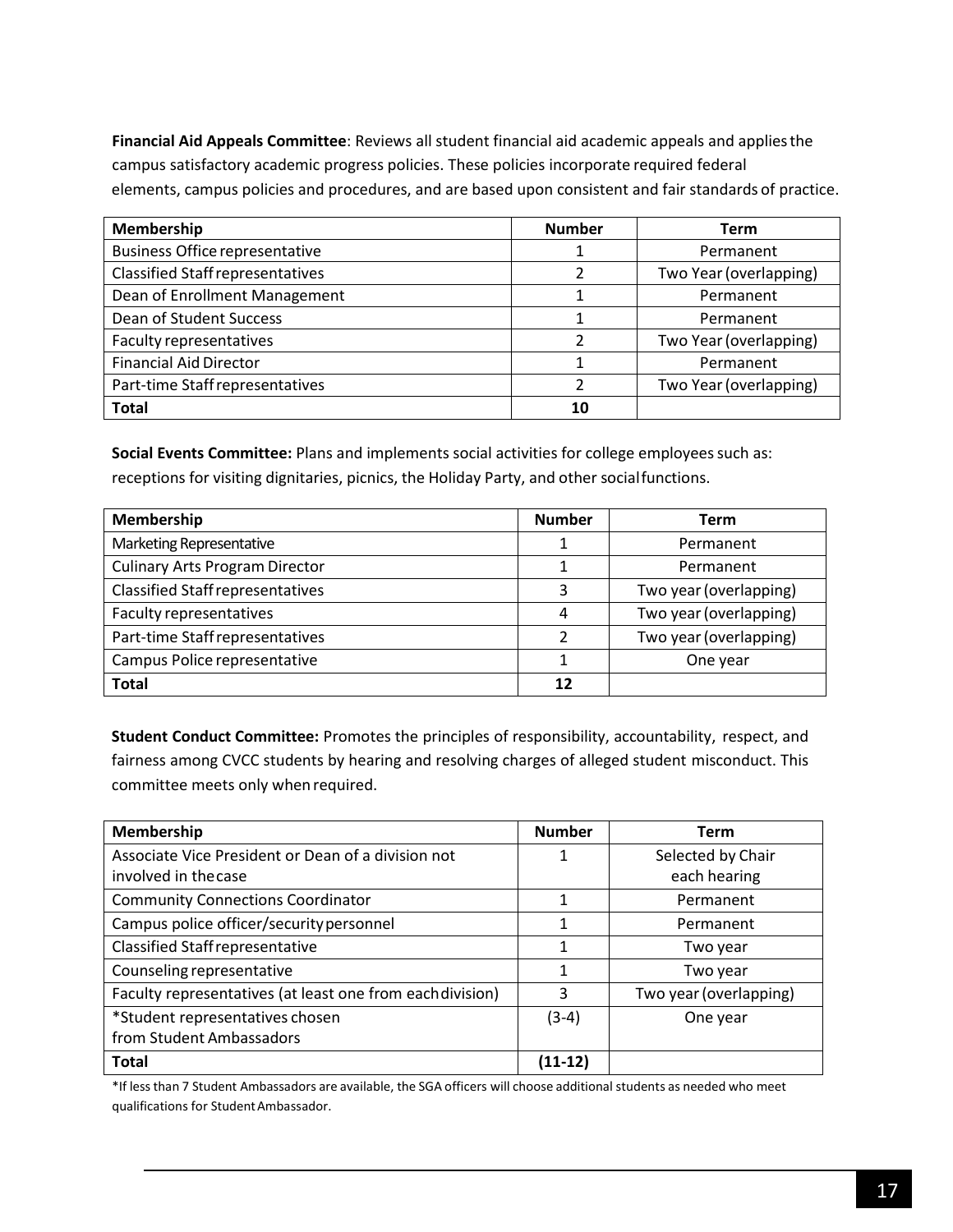**Financial Aid Appeals Committee**: Reviews all student financial aid academic appeals and applies the campus satisfactory academic progress policies. These policies incorporate required federal elements, campus policies and procedures, and are based upon consistent and fair standards of practice.

| Membership | Number | Term |
|---|---|---|
| Business Office representative | 1 | Permanent |
| Classified Staff representatives | 2 | Two Year (overlapping) |
| Dean of Enrollment Management | 1 | Permanent |
| Dean of Student Success | 1 | Permanent |
| Faculty representatives | 2 | Two Year (overlapping) |
| Financial Aid Director | 1 | Permanent |
| Part-time Staff representatives | 2 | Two Year (overlapping) |
| **Total** | **10** | |

**Social Events Committee:** Plans and implements social activities for college employees such as: receptions for visiting dignitaries, picnics, the Holiday Party, and other social functions.

| Membership | Number | Term |
|---|---|---|
| Marketing Representative | 1 | Permanent |
| Culinary Arts Program Director | 1 | Permanent |
| Classified Staff representatives | 3 | Two year (overlapping) |
| Faculty representatives | 4 | Two year (overlapping) |
| Part-time Staff representatives | 2 | Two year (overlapping) |
| Campus Police representative | 1 | One year |
| **Total** | **12** | |

**Student Conduct Committee:** Promotes the principles of responsibility, accountability, respect, and fairness among CVCC students by hearing and resolving charges of alleged student misconduct. This committee meets only when required.

| Membership | Number | Term |
|---|---|---|
| Associate Vice President or Dean of a division not involved in the case | 1 | Selected by Chair each hearing |
| Community Connections Coordinator | 1 | Permanent |
| Campus police officer/security personnel | 1 | Permanent |
| Classified Staff representative | 1 | Two year |
| Counseling representative | 1 | Two year |
| Faculty representatives (at least one from each division) | 3 | Two year (overlapping) |
| *Student representatives chosen from Student Ambassadors | (3-4) | One year |
| **Total** | **(11-12)** | |

*If less than 7 Student Ambassadors are available, the SGA officers will choose additional students as needed who meet qualifications for Student Ambassador.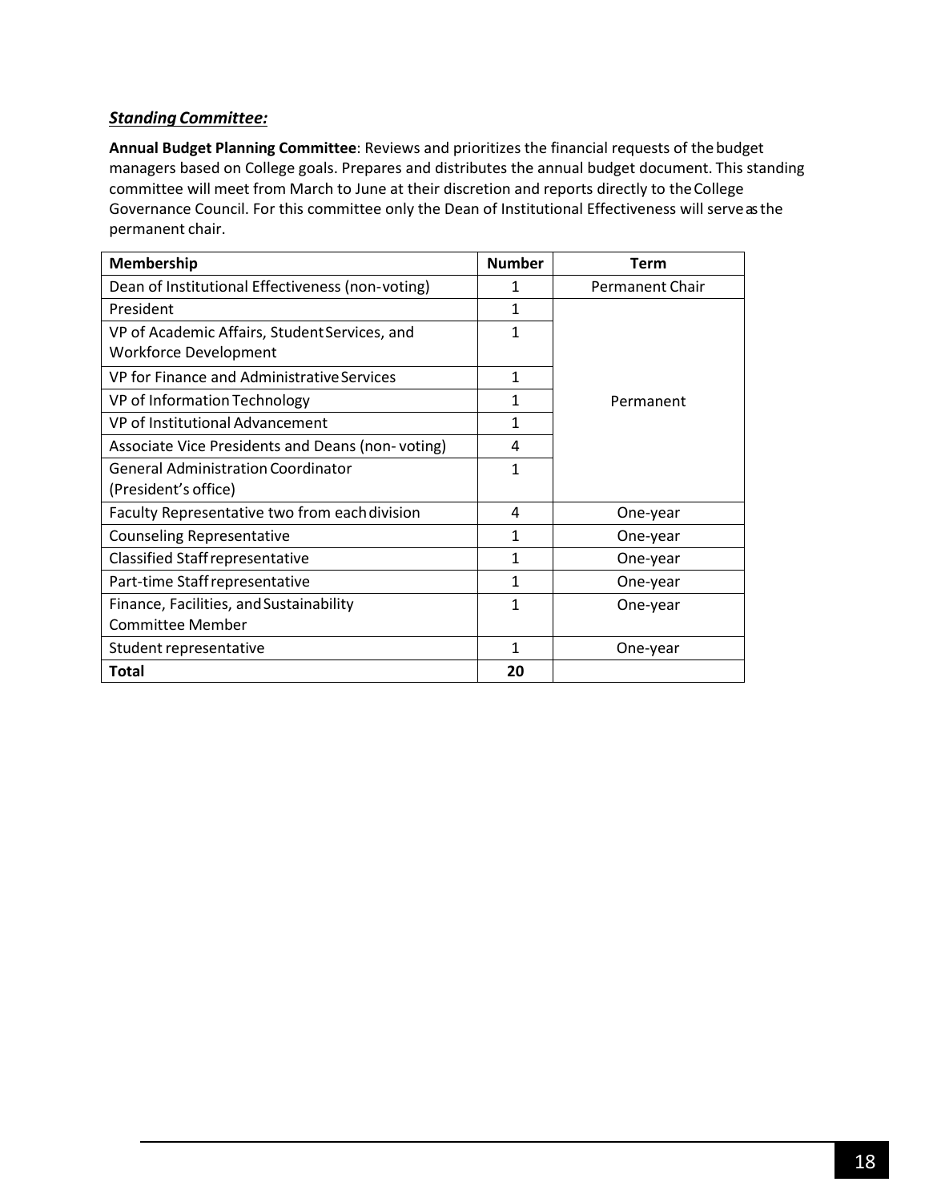***Standing Committee:***

**Annual Budget Planning Committee**: Reviews and prioritizes the financial requests of the budget managers based on College goals. Prepares and distributes the annual budget document. This standing committee will meet from March to June at their discretion and reports directly to the College Governance Council. For this committee only the Dean of Institutional Effectiveness will serve as the permanent chair.

| Membership | Number | Term |
|---|---|---|
| Dean of Institutional Effectiveness (non-voting) | 1 | Permanent Chair |
| President | 1 | Permanent |
| VP of Academic Affairs, Student Services, and Workforce Development | 1 | |
| VP for Finance and Administrative Services | 1 | |
| VP of Information Technology | 1 | |
| VP of Institutional Advancement | 1 | |
| Associate Vice Presidents and Deans (non- voting) | 4 | |
| General Administration Coordinator (President's office) | 1 | |
| Faculty Representative two from each division | 4 | One-year |
| Counseling Representative | 1 | One-year |
| Classified Staff representative | 1 | One-year |
| Part-time Staff representative | 1 | One-year |
| Finance, Facilities, and Sustainability Committee Member | 1 | One-year |
| Student representative | 1 | One-year |
| **Total** | **20** | |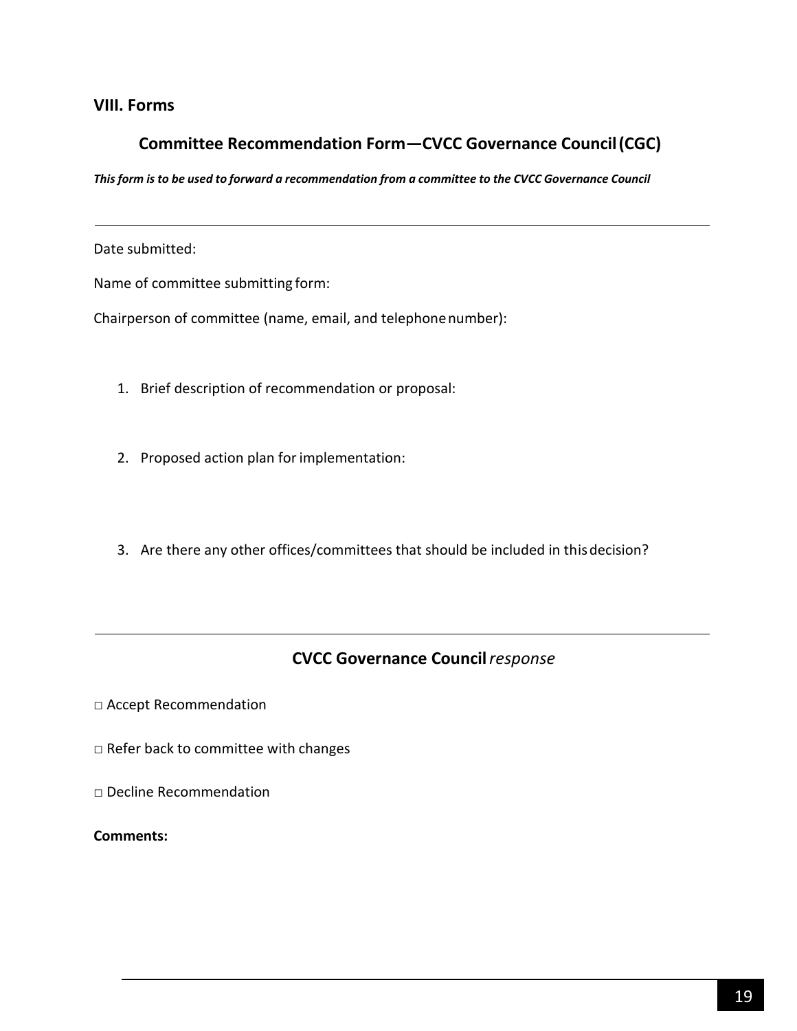## VIII. Forms

### Committee Recommendation Form—CVCC Governance Council (CGC)

***This form is to be used to forward a recommendation from a committee to the CVCC Governance Council***

---

Date submitted:

Name of committee submitting form:

Chairperson of committee (name, email, and telephone number):

1. Brief description of recommendation or proposal:

2. Proposed action plan for implementation:

3. Are there any other offices/committees that should be included in this decision?

---

### CVCC Governance Council *response*

□ Accept Recommendation

□ Refer back to committee with changes

□ Decline Recommendation

**Comments:**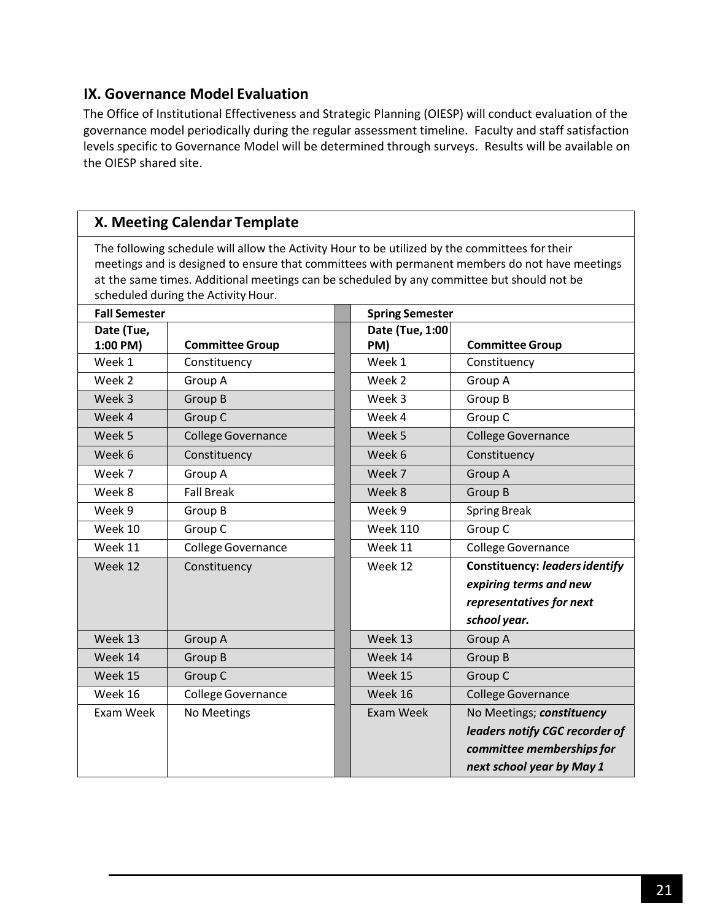## IX. Governance Model Evaluation

The Office of Institutional Effectiveness and Strategic Planning (OIESP) will conduct evaluation of the governance model periodically during the regular assessment timeline. Faculty and staff satisfaction levels specific to Governance Model will be determined through surveys. Results will be available on the OIESP shared site.

## X. Meeting Calendar Template

The following schedule will allow the Activity Hour to be utilized by the committees for their meetings and is designed to ensure that committees with permanent members do not have meetings at the same times. Additional meetings can be scheduled by any committee but should not be scheduled during the Activity Hour.

| **Fall Semester** | | | **Spring Semester** | |
|---|---|---|---|---|
| **Date (Tue, 1:00 PM)** | **Committee Group** | | **Date (Tue, 1:00 PM)** | **Committee Group** |
| Week 1 | Constituency | | Week 1 | Constituency |
| Week 2 | Group A | | Week 2 | Group A |
| Week 3 | Group B | | Week 3 | Group B |
| Week 4 | Group C | | Week 4 | Group C |
| Week 5 | College Governance | | Week 5 | College Governance |
| Week 6 | Constituency | | Week 6 | Constituency |
| Week 7 | Group A | | Week 7 | Group A |
| Week 8 | Fall Break | | Week 8 | Group B |
| Week 9 | Group B | | Week 9 | Spring Break |
| Week 10 | Group C | | Week 110 | Group C |
| Week 11 | College Governance | | Week 11 | College Governance |
| Week 12 | Constituency | | Week 12 | **Constituency: *leaders identify expiring terms and new representatives for next school year.*** |
| Week 13 | Group A | | Week 13 | Group A |
| Week 14 | Group B | | Week 14 | Group B |
| Week 15 | Group C | | Week 15 | Group C |
| Week 16 | College Governance | | Week 16 | College Governance |
| Exam Week | No Meetings | | Exam Week | No Meetings; ***constituency leaders notify CGC recorder of committee memberships for next school year by May 1*** |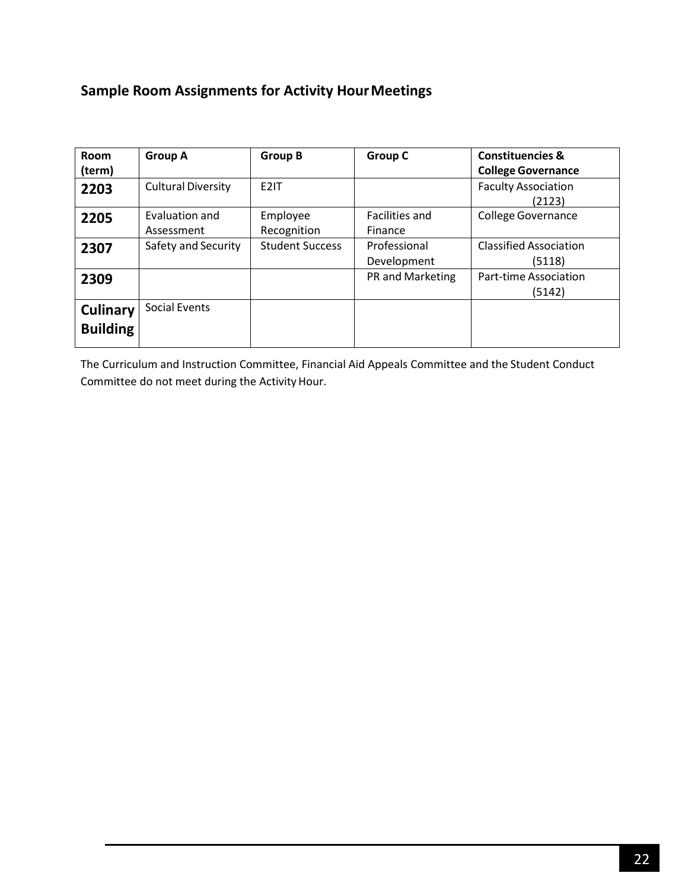## Sample Room Assignments for Activity Hour Meetings

| Room (term) | Group A | Group B | Group C | Constituencies & College Governance |
|---|---|---|---|---|
| **2203** | Cultural Diversity | E2IT | | Faculty Association (2123) |
| **2205** | Evaluation and Assessment | Employee Recognition | Facilities and Finance | College Governance |
| **2307** | Safety and Security | Student Success | Professional Development | Classified Association (5118) |
| **2309** | | | PR and Marketing | Part-time Association (5142) |
| **Culinary Building** | Social Events | | | |

The Curriculum and Instruction Committee, Financial Aid Appeals Committee and the Student Conduct Committee do not meet during the Activity Hour.